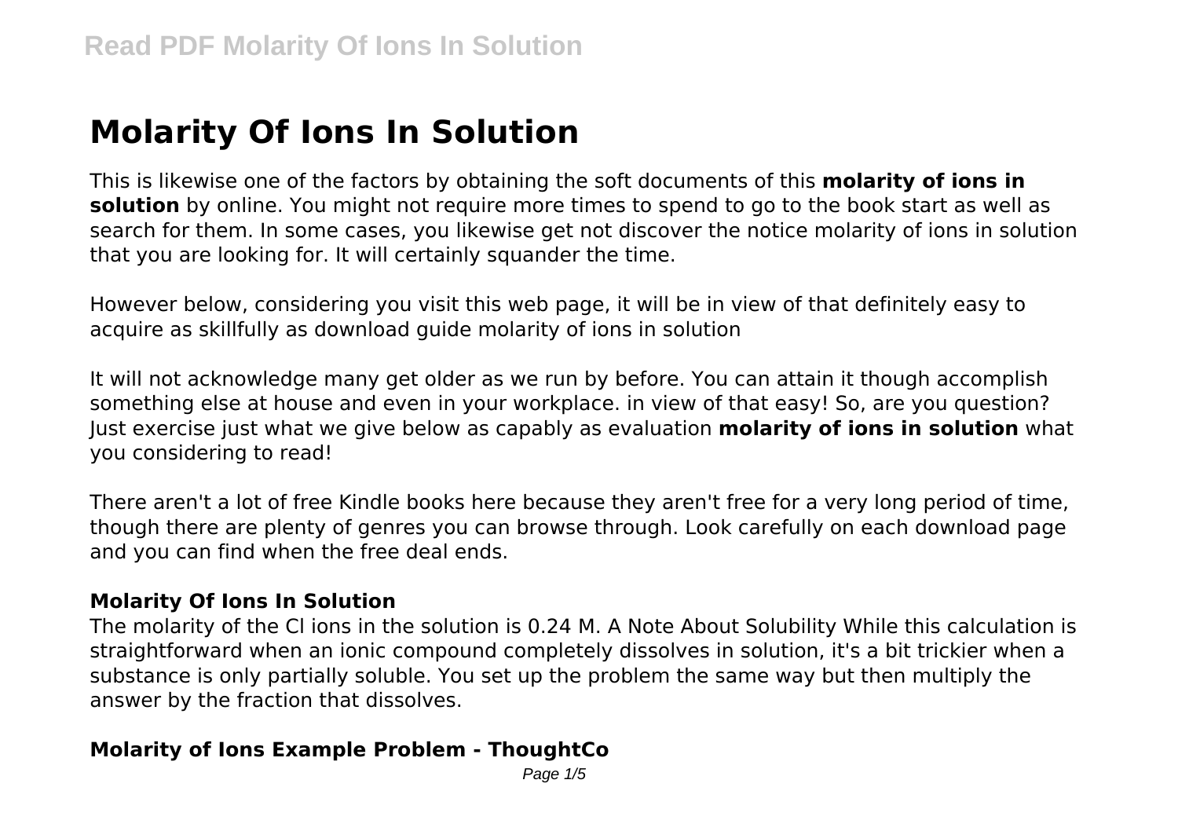# Molarity Of Ions In Solution

This is likewise one of the factors by obtaining the soft documents of this **molarity of ions in solution** by online. You might not require more times to spend to go to the book start as well as search for them. In some cases, you likewise get not discover the notice molarity of ions in solution that you are looking for. It will certainly squander the time.

However below, considering you visit this web page, it will be in view of that definitely easy to acquire as skillfully as download guide molarity of ions in solution

It will not acknowledge many get older as we run by before. You can attain it though accomplish something else at house and even in your workplace. in view of that easy! So, are you question? Just exercise just what we give below as capably as evaluation **molarity of ions in solution** what you considering to read!

There aren't a lot of free Kindle books here because they aren't free for a very long period of time, though there are plenty of genres you can browse through. Look carefully on each download page and you can find when the free deal ends.

### Molarity Of Ions In Solution

The molarity of the Cl ions in the solution is 0.24 M. A Note About Solubility While this calculation is straightforward when an ionic compound completely dissolves in solution, it's a bit trickier when a substance is only partially soluble. You set up the problem the same way but then multiply the answer by the fraction that dissolves.

### Molarity of Ions Example Problem - ThoughtCo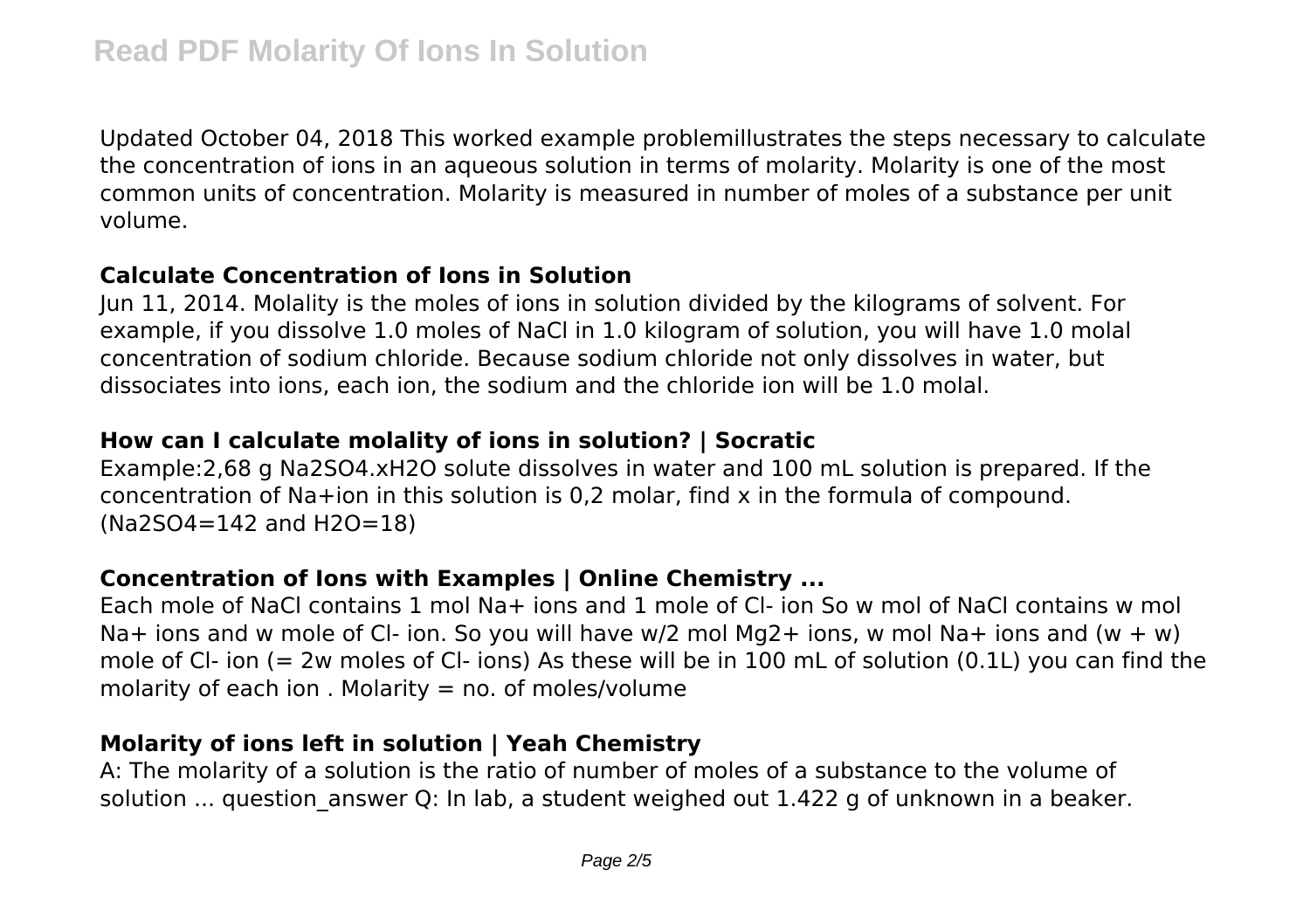Updated October 04, 2018 This worked example problemillustrates the steps necessary to calculate the concentration of ions in an aqueous solution in terms of molarity. Molarity is one of the most common units of concentration. Molarity is measured in number of moles of a substance per unit volume.

### Calculate Concentration of Ions in Solution

Jun 11, 2014. Molality is the moles of ions in solution divided by the kilograms of solvent. For example, if you dissolve 1.0 moles of NaCl in 1.0 kilogram of solution, you will have 1.0 molal concentration of sodium chloride. Because sodium chloride not only dissolves in water, but dissociates into ions, each ion, the sodium and the chloride ion will be 1.0 molal.

### How can I calculate molality of ions in solution? | Socratic

Example:2,68 g $Na_2SO_4.xH_2O$ solute dissolves in water and 100 mL solution is prepared. If the concentration of $Na^+$ion in this solution is 0,2 molar, find x in the formula of compound. ($Na_2SO_4$=142 and $H_2O$=18)

### Concentration of Ions with Examples | Online Chemistry ...

Each mole of NaCl contains 1 mol $Na^+$ ions and 1 mole of $Cl^-$ ion So w mol of NaCl contains w mol $Na^+$ ions and w mole of $Cl^-$ ion. So you will have w/2 mol $Mg^{2+}$ ions, w mol $Na^+$ ions and (w + w) mole of $Cl^-$ ion (= 2w moles of $Cl^-$ ions) As these will be in 100 mL of solution (0.1L) you can find the molarity of each ion . Molarity = no. of moles/volume

### Molarity of ions left in solution | Yeah Chemistry

A: The molarity of a solution is the ratio of number of moles of a substance to the volume of solution ... question_answer Q: In lab, a student weighed out 1.422 g of unknown in a beaker.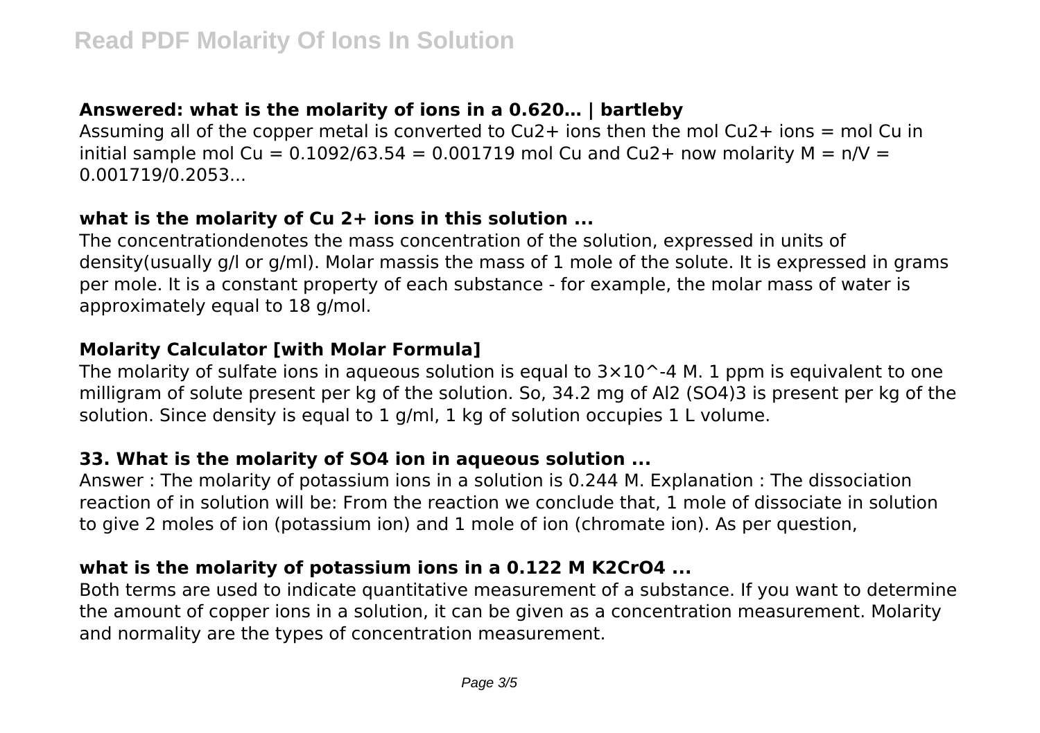### Answered: what is the molarity of ions in a 0.620… | bartleby

Assuming all of the copper metal is converted to $Cu^{2+}$ ions then the mol $Cu^{2+}$ ions = mol Cu in initial sample mol Cu = 0.1092/63.54 = 0.001719 mol Cu and $Cu^{2+}$ now molarity $M = n/V$ = 0.001719/0.2053...

### what is the molarity of Cu 2+ ions in this solution ...

The concentrationdenotes the mass concentration of the solution, expressed in units of density(usually g/l or g/ml). Molar massis the mass of 1 mole of the solute. It is expressed in grams per mole. It is a constant property of each substance - for example, the molar mass of water is approximately equal to 18 g/mol.

### Molarity Calculator [with Molar Formula]

The molarity of sulfate ions in aqueous solution is equal to $3\times10^{-4}$ M. 1 ppm is equivalent to one milligram of solute present per kg of the solution. So, 34.2 mg of $Al_2(SO_4)_3$ is present per kg of the solution. Since density is equal to 1 g/ml, 1 kg of solution occupies 1 L volume.

### 33. What is the molarity of SO4 ion in aqueous solution ...

Answer : The molarity of potassium ions in a solution is 0.244 M. Explanation : The dissociation reaction of in solution will be: From the reaction we conclude that, 1 mole of dissociate in solution to give 2 moles of ion (potassium ion) and 1 mole of ion (chromate ion). As per question,

### what is the molarity of potassium ions in a 0.122 M K2CrO4 ...

Both terms are used to indicate quantitative measurement of a substance. If you want to determine the amount of copper ions in a solution, it can be given as a concentration measurement. Molarity and normality are the types of concentration measurement.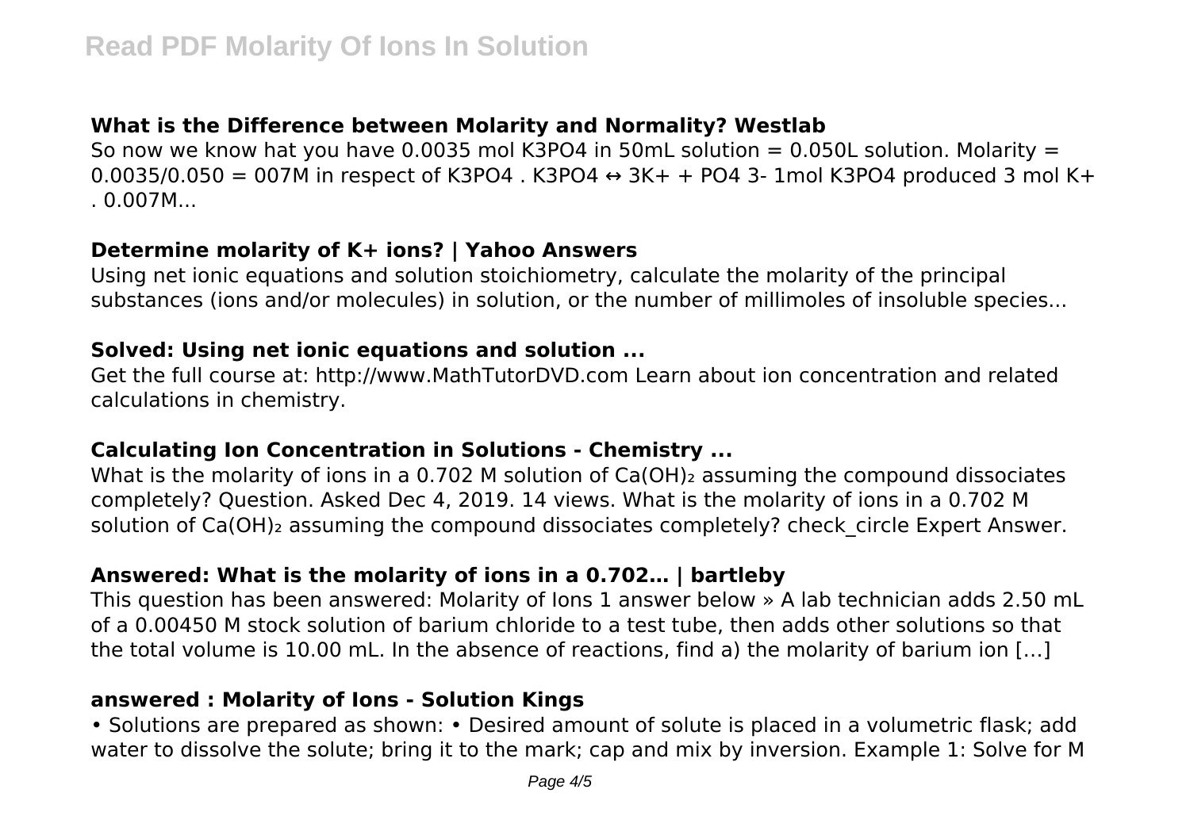### What is the Difference between Molarity and Normality? Westlab

So now we know hat you have 0.0035 mol $K_3PO_4$ in 50mL solution = 0.050L solution. Molarity = 0.0035/0.050 = 007M in respect of $K_3PO_4$ . $K_3PO_4 \leftrightarrow 3K^+ + PO_4^{3-}$ 1mol $K_3PO_4$ produced 3 mol $K^+$ . 0.007M...

### Determine molarity of K+ ions? | Yahoo Answers

Using net ionic equations and solution stoichiometry, calculate the molarity of the principal substances (ions and/or molecules) in solution, or the number of millimoles of insoluble species...

### Solved: Using net ionic equations and solution ...

Get the full course at: http://www.MathTutorDVD.com Learn about ion concentration and related calculations in chemistry.

### Calculating Ion Concentration in Solutions - Chemistry ...

What is the molarity of ions in a 0.702 M solution of $Ca(OH)_2$ assuming the compound dissociates completely? Question. Asked Dec 4, 2019. 14 views. What is the molarity of ions in a 0.702 M solution of $Ca(OH)_2$ assuming the compound dissociates completely? check_circle Expert Answer.

### Answered: What is the molarity of ions in a 0.702… | bartleby

This question has been answered: Molarity of Ions 1 answer below » A lab technician adds 2.50 mL of a 0.00450 M stock solution of barium chloride to a test tube, then adds other solutions so that the total volume is 10.00 mL. In the absence of reactions, find a) the molarity of barium ion […]

### answered : Molarity of Ions - Solution Kings

• Solutions are prepared as shown: • Desired amount of solute is placed in a volumetric flask; add water to dissolve the solute; bring it to the mark; cap and mix by inversion. Example 1: Solve for M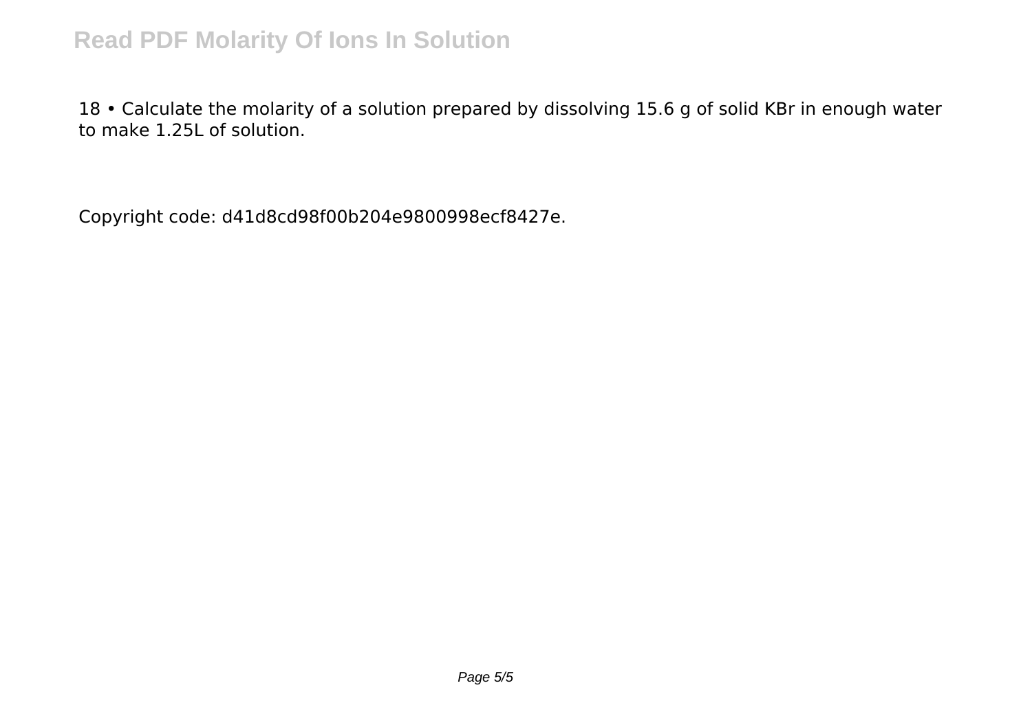18 • Calculate the molarity of a solution prepared by dissolving 15.6 g of solid KBr in enough water to make 1.25L of solution.

Copyright code: d41d8cd98f00b204e9800998ecf8427e.